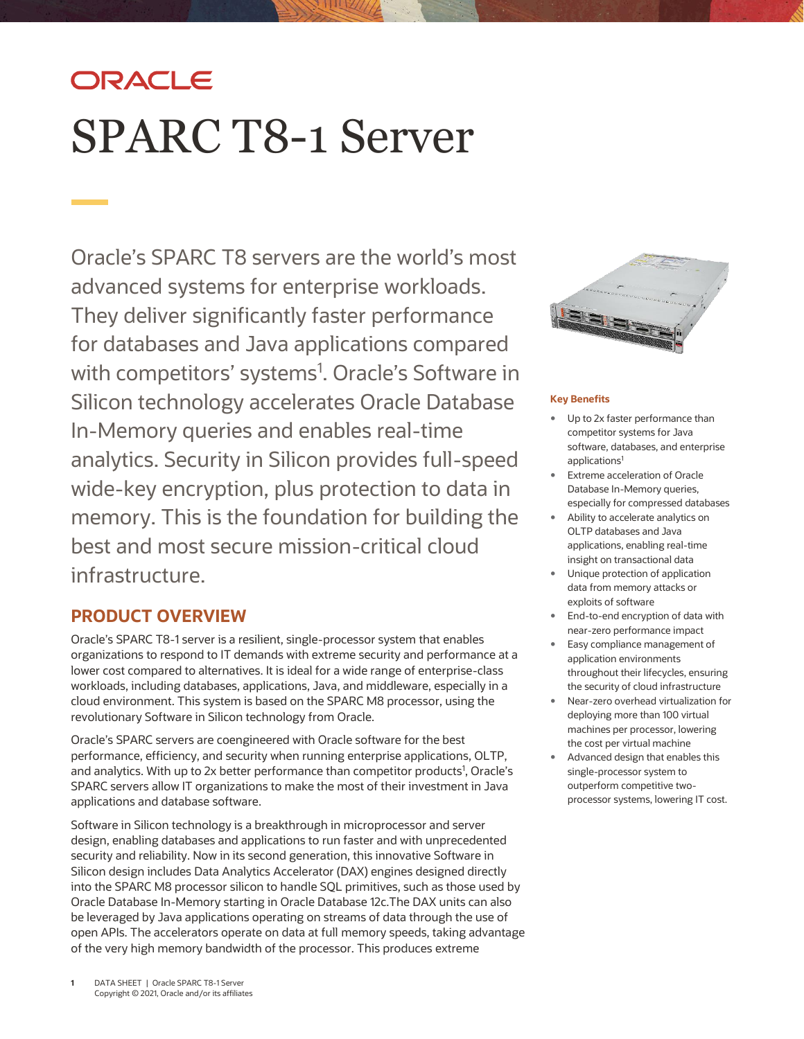ORACLE

# SPARC T8-1 Server

Oracle's SPARC T8 servers are the world's most advanced systems for enterprise workloads. They deliver significantly faster performance for databases and Java applications compared with competitors' systems[1]. Oracle's Software in Silicon technology accelerates Oracle Database In-Memory queries and enables real-time analytics. Security in Silicon provides full-speed wide-key encryption, plus protection to data in memory. This is the foundation for building the best and most secure mission-critical cloud infrastructure.

## PRODUCT OVERVIEW

Oracle's SPARC T8-1 server is a resilient, single-processor system that enables organizations to respond to IT demands with extreme security and performance at a lower cost compared to alternatives. It is ideal for a wide range of enterprise-class workloads, including databases, applications, Java, and middleware, especially in a cloud environment. This system is based on the SPARC M8 processor, using the revolutionary Software in Silicon technology from Oracle.

Oracle's SPARC servers are coengineered with Oracle software for the best performance, efficiency, and security when running enterprise applications, OLTP, and analytics. With up to 2x better performance than competitor products[1], Oracle's SPARC servers allow IT organizations to make the most of their investment in Java applications and database software.

Software in Silicon technology is a breakthrough in microprocessor and server design, enabling databases and applications to run faster and with unprecedented security and reliability. Now in its second generation, this innovative Software in Silicon design includes Data Analytics Accelerator (DAX) engines designed directly into the SPARC M8 processor silicon to handle SQL primitives, such as those used by Oracle Database In-Memory starting in Oracle Database 12c.The DAX units can also be leveraged by Java applications operating on streams of data through the use of open APIs. The accelerators operate on data at full memory speeds, taking advantage of the very high memory bandwidth of the processor. This produces extreme

**Key Benefits**

- Up to 2x faster performance than competitor systems for Java software, databases, and enterprise applications[1]
- Extreme acceleration of Oracle Database In-Memory queries, especially for compressed databases
- Ability to accelerate analytics on OLTP databases and Java applications, enabling real-time insight on transactional data
- Unique protection of application data from memory attacks or exploits of software
- End-to-end encryption of data with near-zero performance impact
- Easy compliance management of application environments throughout their lifecycles, ensuring the security of cloud infrastructure
- Near-zero overhead virtualization for deploying more than 100 virtual machines per processor, lowering the cost per virtual machine
- Advanced design that enables this single-processor system to outperform competitive two-processor systems, lowering IT cost.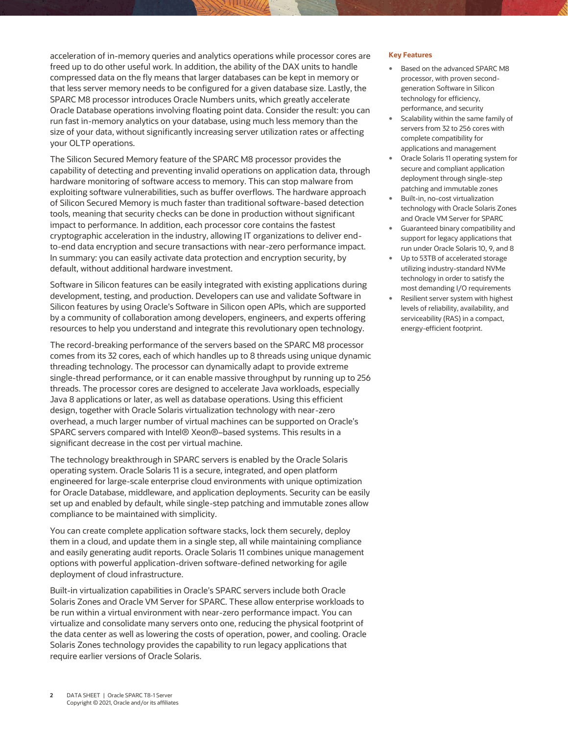acceleration of in-memory queries and analytics operations while processor cores are freed up to do other useful work. In addition, the ability of the DAX units to handle compressed data on the fly means that larger databases can be kept in memory or that less server memory needs to be configured for a given database size. Lastly, the SPARC M8 processor introduces Oracle Numbers units, which greatly accelerate Oracle Database operations involving floating point data. Consider the result: you can run fast in-memory analytics on your database, using much less memory than the size of your data, without significantly increasing server utilization rates or affecting your OLTP operations.

The Silicon Secured Memory feature of the SPARC M8 processor provides the capability of detecting and preventing invalid operations on application data, through hardware monitoring of software access to memory. This can stop malware from exploiting software vulnerabilities, such as buffer overflows. The hardware approach of Silicon Secured Memory is much faster than traditional software-based detection tools, meaning that security checks can be done in production without significant impact to performance. In addition, each processor core contains the fastest cryptographic acceleration in the industry, allowing IT organizations to deliver end-to-end data encryption and secure transactions with near-zero performance impact. In summary: you can easily activate data protection and encryption security, by default, without additional hardware investment.

Software in Silicon features can be easily integrated with existing applications during development, testing, and production. Developers can use and validate Software in Silicon features by using Oracle's Software in Silicon open APIs, which are supported by a community of collaboration among developers, engineers, and experts offering resources to help you understand and integrate this revolutionary open technology.

The record-breaking performance of the servers based on the SPARC M8 processor comes from its 32 cores, each of which handles up to 8 threads using unique dynamic threading technology. The processor can dynamically adapt to provide extreme single-thread performance, or it can enable massive throughput by running up to 256 threads. The processor cores are designed to accelerate Java workloads, especially Java 8 applications or later, as well as database operations. Using this efficient design, together with Oracle Solaris virtualization technology with near-zero overhead, a much larger number of virtual machines can be supported on Oracle's SPARC servers compared with Intel® Xeon®–based systems. This results in a significant decrease in the cost per virtual machine.

The technology breakthrough in SPARC servers is enabled by the Oracle Solaris operating system. Oracle Solaris 11 is a secure, integrated, and open platform engineered for large-scale enterprise cloud environments with unique optimization for Oracle Database, middleware, and application deployments. Security can be easily set up and enabled by default, while single-step patching and immutable zones allow compliance to be maintained with simplicity.

You can create complete application software stacks, lock them securely, deploy them in a cloud, and update them in a single step, all while maintaining compliance and easily generating audit reports. Oracle Solaris 11 combines unique management options with powerful application-driven software-defined networking for agile deployment of cloud infrastructure.

Built-in virtualization capabilities in Oracle's SPARC servers include both Oracle Solaris Zones and Oracle VM Server for SPARC. These allow enterprise workloads to be run within a virtual environment with near-zero performance impact. You can virtualize and consolidate many servers onto one, reducing the physical footprint of the data center as well as lowering the costs of operation, power, and cooling. Oracle Solaris Zones technology provides the capability to run legacy applications that require earlier versions of Oracle Solaris.

**Key Features**

- Based on the advanced SPARC M8 processor, with proven second-generation Software in Silicon technology for efficiency, performance, and security
- Scalability within the same family of servers from 32 to 256 cores with complete compatibility for applications and management
- Oracle Solaris 11 operating system for secure and compliant application deployment through single-step patching and immutable zones
- Built-in, no-cost virtualization technology with Oracle Solaris Zones and Oracle VM Server for SPARC
- Guaranteed binary compatibility and support for legacy applications that run under Oracle Solaris 10, 9, and 8
- Up to 53TB of accelerated storage utilizing industry-standard NVMe technology in order to satisfy the most demanding I/O requirements
- Resilient server system with highest levels of reliability, availability, and serviceability (RAS) in a compact, energy-efficient footprint.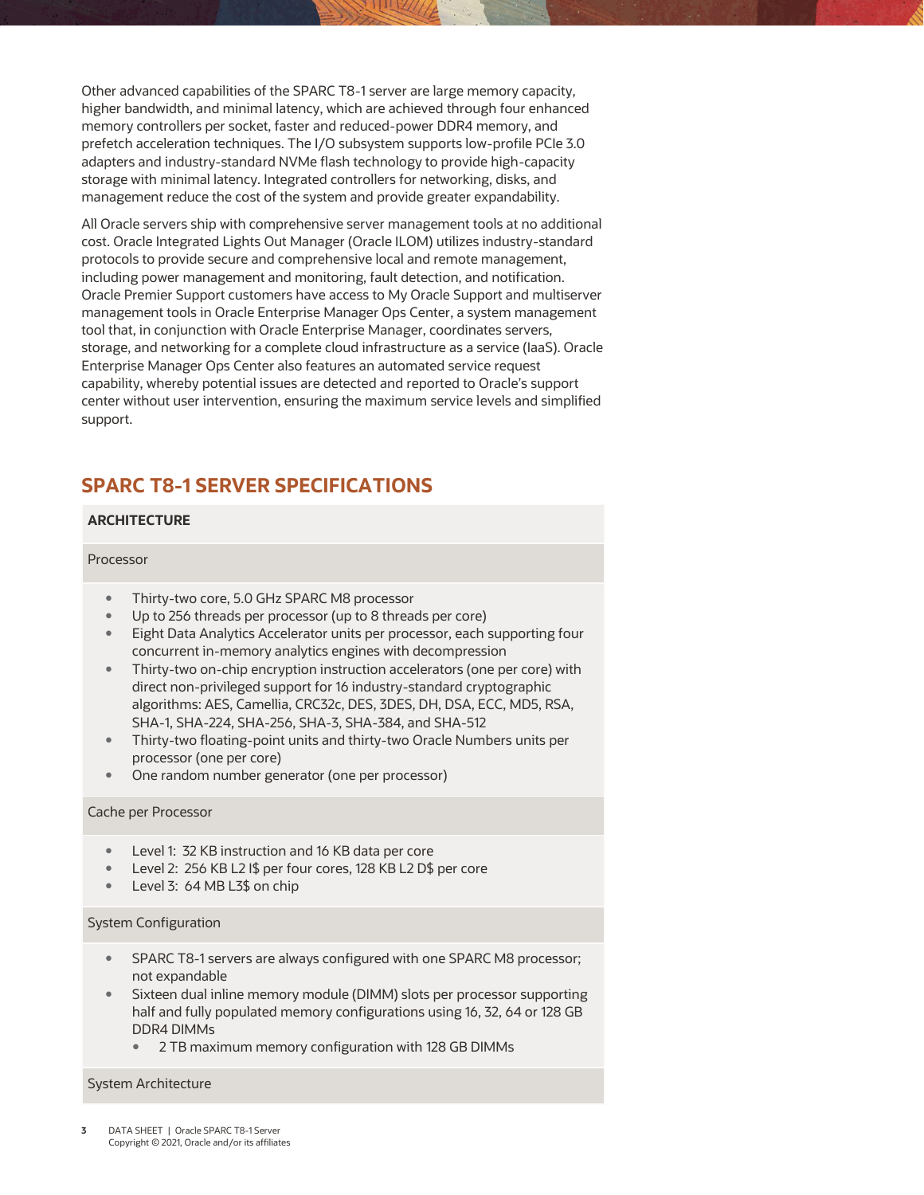Other advanced capabilities of the SPARC T8-1 server are large memory capacity, higher bandwidth, and minimal latency, which are achieved through four enhanced memory controllers per socket, faster and reduced-power DDR4 memory, and prefetch acceleration techniques. The I/O subsystem supports low-profile PCIe 3.0 adapters and industry-standard NVMe flash technology to provide high-capacity storage with minimal latency. Integrated controllers for networking, disks, and management reduce the cost of the system and provide greater expandability.

All Oracle servers ship with comprehensive server management tools at no additional cost. Oracle Integrated Lights Out Manager (Oracle ILOM) utilizes industry-standard protocols to provide secure and comprehensive local and remote management, including power management and monitoring, fault detection, and notification. Oracle Premier Support customers have access to My Oracle Support and multiserver management tools in Oracle Enterprise Manager Ops Center, a system management tool that, in conjunction with Oracle Enterprise Manager, coordinates servers, storage, and networking for a complete cloud infrastructure as a service (IaaS). Oracle Enterprise Manager Ops Center also features an automated service request capability, whereby potential issues are detected and reported to Oracle's support center without user intervention, ensuring the maximum service levels and simplified support.

## SPARC T8-1 SERVER SPECIFICATIONS

### ARCHITECTURE

#### Processor

- Thirty-two core, 5.0 GHz SPARC M8 processor
- Up to 256 threads per processor (up to 8 threads per core)
- Eight Data Analytics Accelerator units per processor, each supporting four concurrent in-memory analytics engines with decompression
- Thirty-two on-chip encryption instruction accelerators (one per core) with direct non-privileged support for 16 industry-standard cryptographic algorithms: AES, Camellia, CRC32c, DES, 3DES, DH, DSA, ECC, MD5, RSA, SHA-1, SHA-224, SHA-256, SHA-3, SHA-384, and SHA-512
- Thirty-two floating-point units and thirty-two Oracle Numbers units per processor (one per core)
- One random number generator (one per processor)

#### Cache per Processor

- Level 1: 32 KB instruction and 16 KB data per core
- Level 2: 256 KB L2 I$ per four cores, 128 KB L2 D$ per core
- Level 3: 64 MB L3$ on chip

#### System Configuration

- SPARC T8-1 servers are always configured with one SPARC M8 processor; not expandable
- Sixteen dual inline memory module (DIMM) slots per processor supporting half and fully populated memory configurations using 16, 32, 64 or 128 GB DDR4 DIMMs
  - 2 TB maximum memory configuration with 128 GB DIMMs

#### System Architecture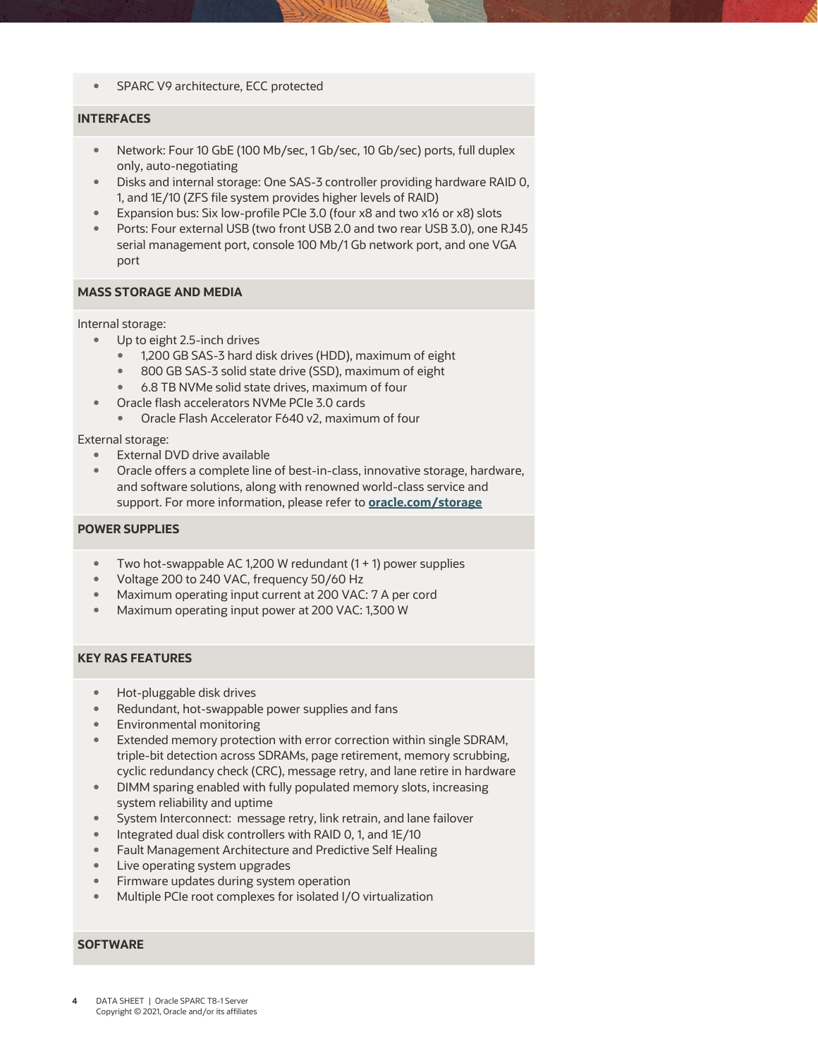- SPARC V9 architecture, ECC protected

## INTERFACES

- Network: Four 10 GbE (100 Mb/sec, 1 Gb/sec, 10 Gb/sec) ports, full duplex only, auto-negotiating
- Disks and internal storage: One SAS-3 controller providing hardware RAID 0, 1, and 1E/10 (ZFS file system provides higher levels of RAID)
- Expansion bus: Six low-profile PCIe 3.0 (four x8 and two x16 or x8) slots
- Ports: Four external USB (two front USB 2.0 and two rear USB 3.0), one RJ45 serial management port, console 100 Mb/1 Gb network port, and one VGA port

## MASS STORAGE AND MEDIA

Internal storage:

- Up to eight 2.5-inch drives
  - 1,200 GB SAS-3 hard disk drives (HDD), maximum of eight
  - 800 GB SAS-3 solid state drive (SSD), maximum of eight
  - 6.8 TB NVMe solid state drives, maximum of four
- Oracle flash accelerators NVMe PCIe 3.0 cards
  - Oracle Flash Accelerator F640 v2, maximum of four

External storage:

- External DVD drive available
- Oracle offers a complete line of best-in-class, innovative storage, hardware, and software solutions, along with renowned world-class service and support. For more information, please refer to **oracle.com/storage**

## POWER SUPPLIES

- Two hot-swappable AC 1,200 W redundant (1 + 1) power supplies
- Voltage 200 to 240 VAC, frequency 50/60 Hz
- Maximum operating input current at 200 VAC: 7 A per cord
- Maximum operating input power at 200 VAC: 1,300 W

## KEY RAS FEATURES

- Hot-pluggable disk drives
- Redundant, hot-swappable power supplies and fans
- Environmental monitoring
- Extended memory protection with error correction within single SDRAM, triple-bit detection across SDRAMs, page retirement, memory scrubbing, cyclic redundancy check (CRC), message retry, and lane retire in hardware
- DIMM sparing enabled with fully populated memory slots, increasing system reliability and uptime
- System Interconnect: message retry, link retrain, and lane failover
- Integrated dual disk controllers with RAID 0, 1, and 1E/10
- Fault Management Architecture and Predictive Self Healing
- Live operating system upgrades
- Firmware updates during system operation
- Multiple PCIe root complexes for isolated I/O virtualization

## SOFTWARE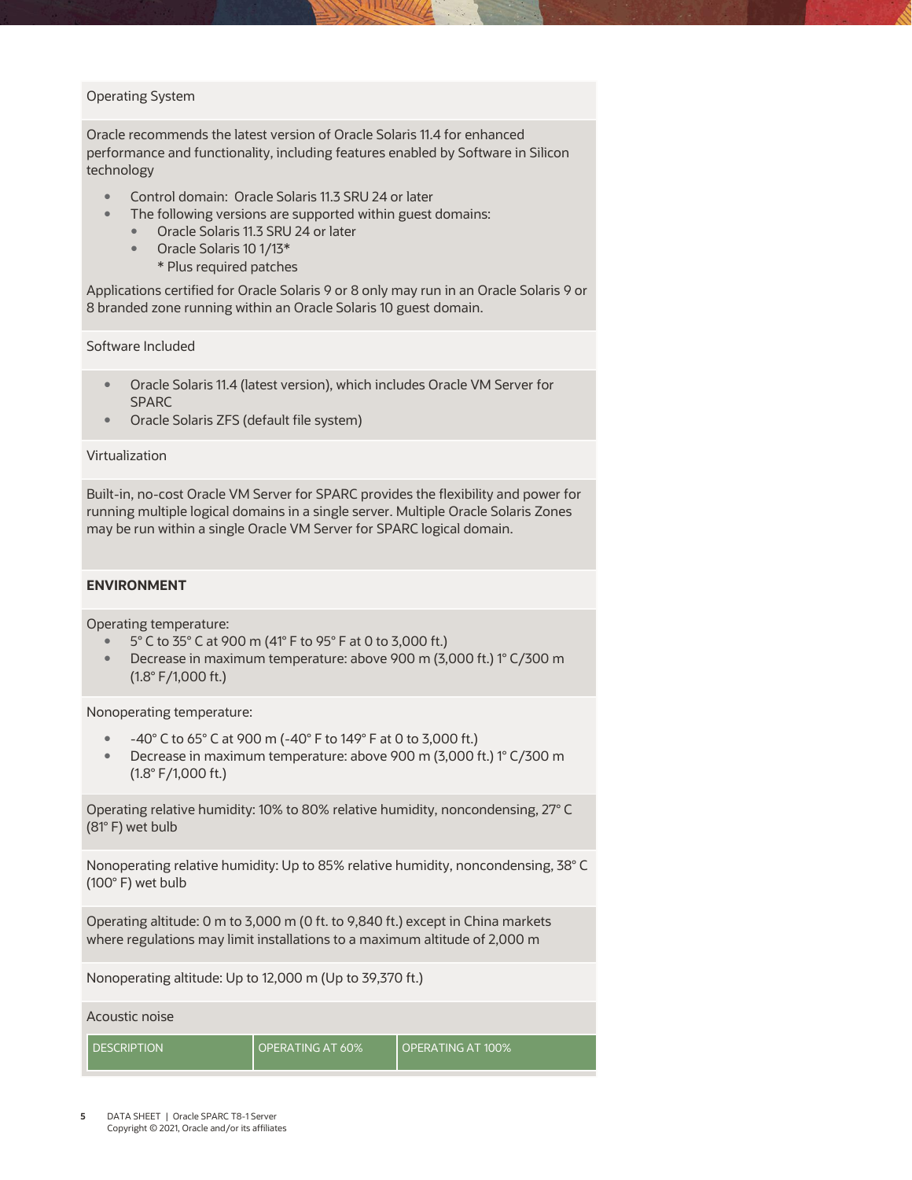Operating System

Oracle recommends the latest version of Oracle Solaris 11.4 for enhanced performance and functionality, including features enabled by Software in Silicon technology

- Control domain: Oracle Solaris 11.3 SRU 24 or later
- The following versions are supported within guest domains:
  - Oracle Solaris 11.3 SRU 24 or later
  - Oracle Solaris 10 1/13*
    
    * Plus required patches

Applications certified for Oracle Solaris 9 or 8 only may run in an Oracle Solaris 9 or 8 branded zone running within an Oracle Solaris 10 guest domain.

Software Included

- Oracle Solaris 11.4 (latest version), which includes Oracle VM Server for SPARC
- Oracle Solaris ZFS (default file system)

Virtualization

Built-in, no-cost Oracle VM Server for SPARC provides the flexibility and power for running multiple logical domains in a single server. Multiple Oracle Solaris Zones may be run within a single Oracle VM Server for SPARC logical domain.

**ENVIRONMENT**

Operating temperature:

- 5° C to 35° C at 900 m (41° F to 95° F at 0 to 3,000 ft.)
- Decrease in maximum temperature: above 900 m (3,000 ft.) 1° C/300 m (1.8° F/1,000 ft.)

Nonoperating temperature:

- -40° C to 65° C at 900 m (-40° F to 149° F at 0 to 3,000 ft.)
- Decrease in maximum temperature: above 900 m (3,000 ft.) 1° C/300 m (1.8° F/1,000 ft.)

Operating relative humidity: 10% to 80% relative humidity, noncondensing, 27° C (81° F) wet bulb

Nonoperating relative humidity: Up to 85% relative humidity, noncondensing, 38° C (100° F) wet bulb

Operating altitude: 0 m to 3,000 m (0 ft. to 9,840 ft.) except in China markets where regulations may limit installations to a maximum altitude of 2,000 m

Nonoperating altitude: Up to 12,000 m (Up to 39,370 ft.)

Acoustic noise

| DESCRIPTION | OPERATING AT 60% | OPERATING AT 100% |
| --- | --- | --- |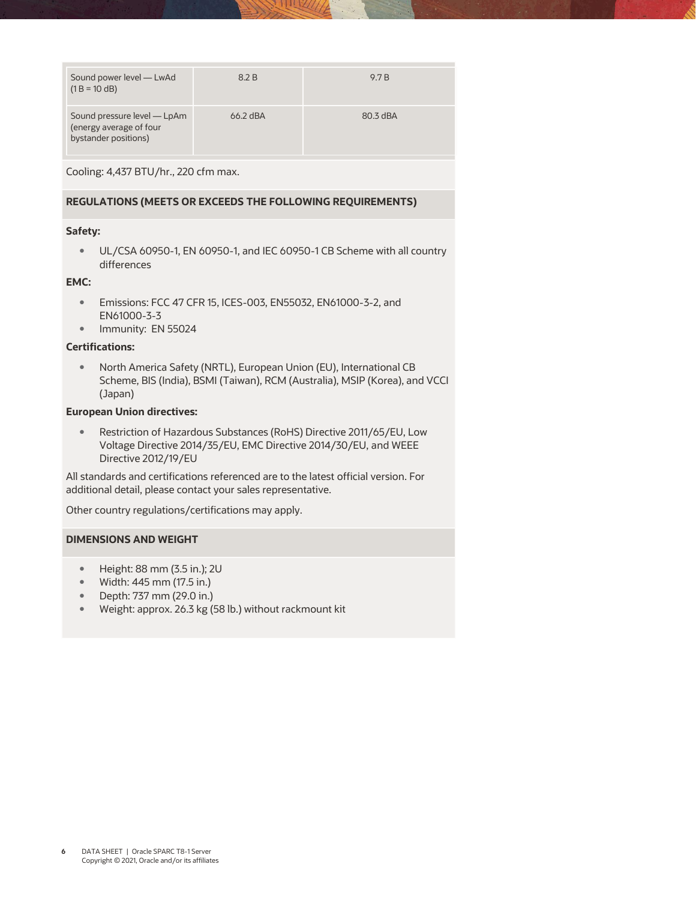| | | |
|---|---|---|
| Sound power level — LwAd (1 B = 10 dB) | 8.2 B | 9.7 B |
| Sound pressure level — LpAm (energy average of four bystander positions) | 66.2 dBA | 80.3 dBA |

Cooling: 4,437 BTU/hr., 220 cfm max.

## REGULATIONS (MEETS OR EXCEEDS THE FOLLOWING REQUIREMENTS)

**Safety:**

- UL/CSA 60950-1, EN 60950-1, and IEC 60950-1 CB Scheme with all country differences

**EMC:**

- Emissions: FCC 47 CFR 15, ICES-003, EN55032, EN61000-3-2, and EN61000-3-3
- Immunity: EN 55024

**Certifications:**

- North America Safety (NRTL), European Union (EU), International CB Scheme, BIS (India), BSMI (Taiwan), RCM (Australia), MSIP (Korea), and VCCI (Japan)

**European Union directives:**

- Restriction of Hazardous Substances (RoHS) Directive 2011/65/EU, Low Voltage Directive 2014/35/EU, EMC Directive 2014/30/EU, and WEEE Directive 2012/19/EU

All standards and certifications referenced are to the latest official version. For additional detail, please contact your sales representative.

Other country regulations/certifications may apply.

## DIMENSIONS AND WEIGHT

- Height: 88 mm (3.5 in.); 2U
- Width: 445 mm (17.5 in.)
- Depth: 737 mm (29.0 in.)
- Weight: approx. 26.3 kg (58 lb.) without rackmount kit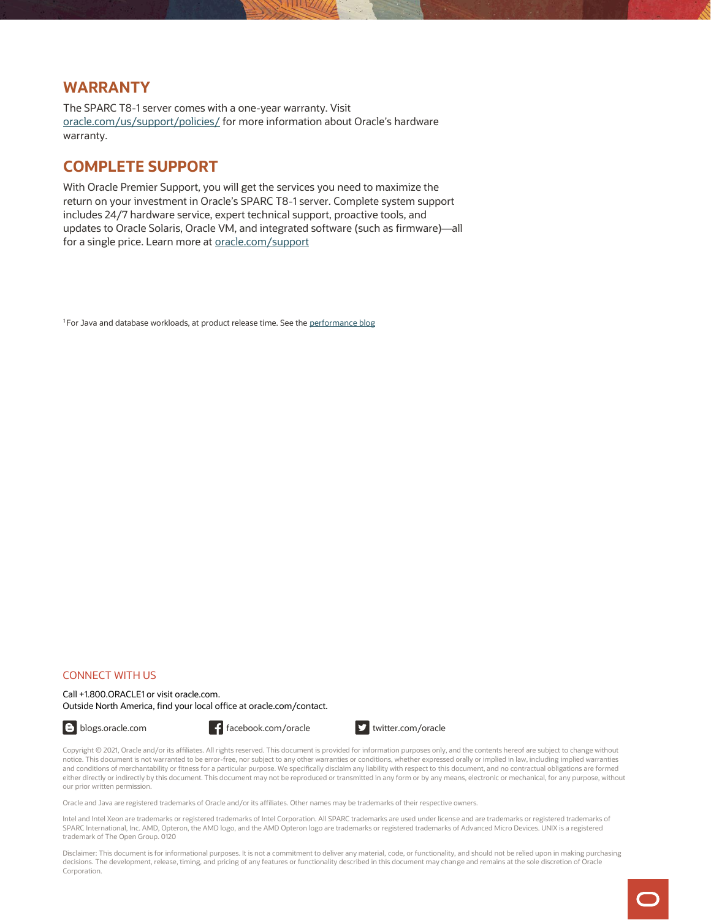## WARRANTY

The SPARC T8-1 server comes with a one-year warranty. Visit oracle.com/us/support/policies/ for more information about Oracle's hardware warranty.

## COMPLETE SUPPORT

With Oracle Premier Support, you will get the services you need to maximize the return on your investment in Oracle's SPARC T8-1 server. Complete system support includes 24/7 hardware service, expert technical support, proactive tools, and updates to Oracle Solaris, Oracle VM, and integrated software (such as firmware)—all for a single price. Learn more at oracle.com/support

[1] For Java and database workloads, at product release time. See the performance blog

CONNECT WITH US

Call +1.800.ORACLE1 or visit oracle.com.
Outside North America, find your local office at oracle.com/contact.

blogs.oracle.com    facebook.com/oracle    twitter.com/oracle

Copyright © 2021, Oracle and/or its affiliates. All rights reserved. This document is provided for information purposes only, and the contents hereof are subject to change without notice. This document is not warranted to be error-free, nor subject to any other warranties or conditions, whether expressed orally or implied in law, including implied warranties and conditions of merchantability or fitness for a particular purpose. We specifically disclaim any liability with respect to this document, and no contractual obligations are formed either directly or indirectly by this document. This document may not be reproduced or transmitted in any form or by any means, electronic or mechanical, for any purpose, without our prior written permission.

Oracle and Java are registered trademarks of Oracle and/or its affiliates. Other names may be trademarks of their respective owners.

Intel and Intel Xeon are trademarks or registered trademarks of Intel Corporation. All SPARC trademarks are used under license and are trademarks or registered trademarks of SPARC International, Inc. AMD, Opteron, the AMD logo, and the AMD Opteron logo are trademarks or registered trademarks of Advanced Micro Devices. UNIX is a registered trademark of The Open Group. 0120

Disclaimer: This document is for informational purposes. It is not a commitment to deliver any material, code, or functionality, and should not be relied upon in making purchasing decisions. The development, release, timing, and pricing of any features or functionality described in this document may change and remains at the sole discretion of Oracle Corporation.